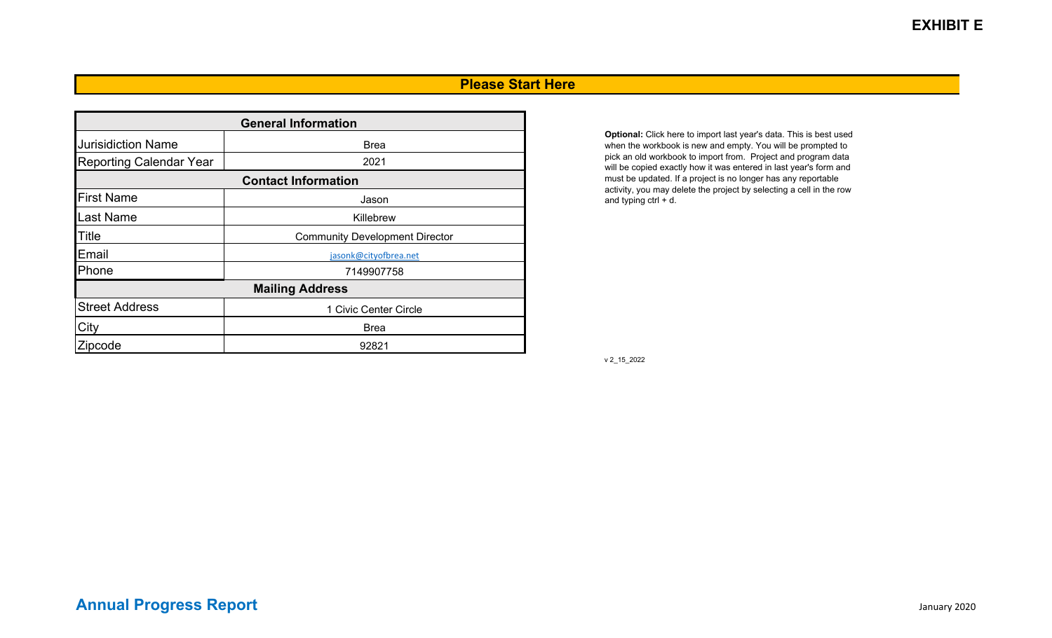**EXHIBIT E**

## Please Start Here

| General Information | |
|---|---|
| Jurisidiction Name | Brea |
| Reporting Calendar Year | 2021 |
| **Contact Information** | |
| First Name | Jason |
| Last Name | Killebrew |
| Title | Community Development Director |
| Email | jasonk@cityofbrea.net |
| Phone | 7149907758 |
| **Mailing Address** | |
| Street Address | 1 Civic Center Circle |
| City | Brea |
| Zipcode | 92821 |

**Optional:** Click here to import last year's data. This is best used when the workbook is new and empty. You will be prompted to pick an old workbook to import from. Project and program data will be copied exactly how it was entered in last year's form and must be updated. If a project is no longer has any reportable activity, you may delete the project by selecting a cell in the row and typing ctrl + d.

v 2_15_2022

**Annual Progress Report**

January 2020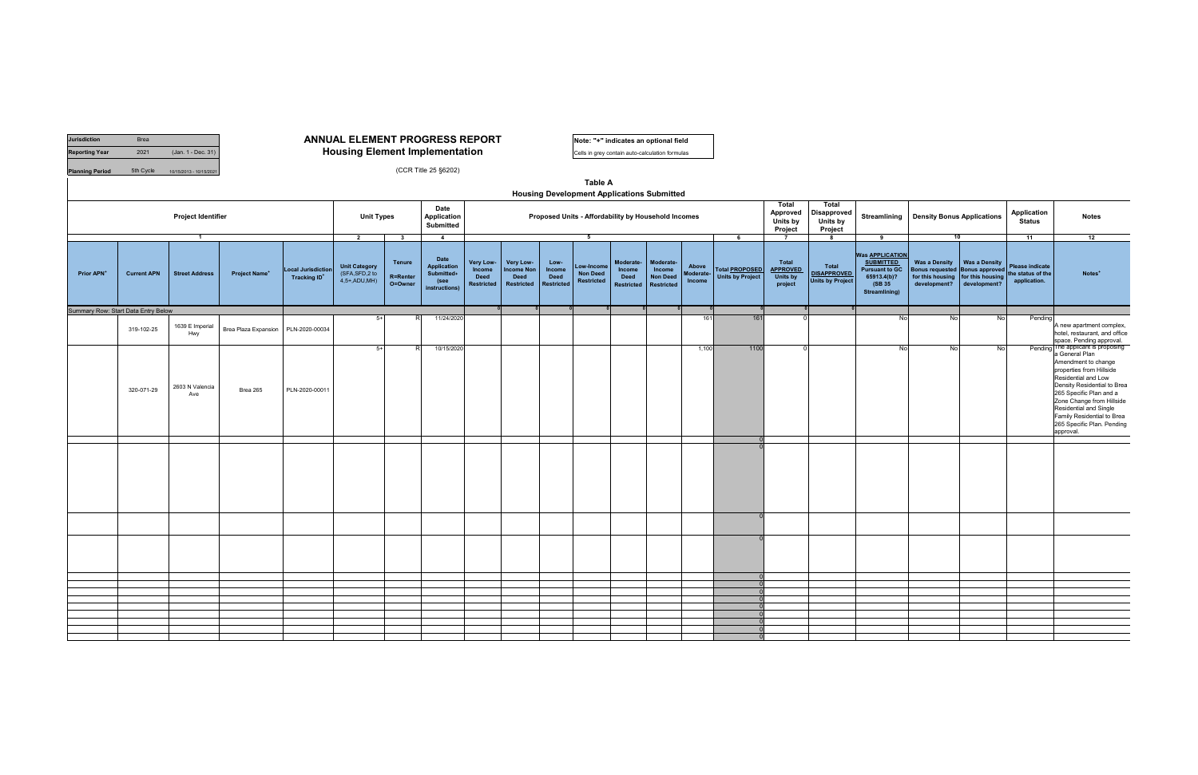| Jurisdiction | Brea | |
|---|---|---|
| Reporting Year | 2021 | (Jan. 1 - Dec. 31) |
| Planning Period | 5th Cycle | 10/15/2013 - 10/15/2021 |

# ANNUAL ELEMENT PROGRESS REPORT
## Housing Element Implementation

(CCR Title 25 §6202)

**Note: "+" indicates an optional field**

Cells in grey contain auto-calculation formulas

### Table A
### Housing Development Applications Submitted

| Project Identifier | | | | | Unit Types | | Date Application Submitted | Proposed Units - Affordability by Household Incomes | | | | | | | | Total Approved Units by Project | Total Disapproved Units by Project | Streamlining | Density Bonus Applications | | Application Status | Notes |
|---|---|---|---|---|---|---|---|---|---|---|---|---|---|---|---|---|---|---|---|---|---|---|
| 1 | | | | | 2 | 3 | 4 | 5 | | | | | | | 6 | 7 | 8 | 9 | 10 | | 11 | 12 |
| Prior APN+ | Current APN | Street Address | Project Name+ | Local Jurisdiction Tracking ID+ | Unit Category (SFA,SFD,2 to 4,5+,ADU,MH) | Tenure R=Renter O=Owner | Date Application Submitted+ (see instructions) | Very Low-Income Deed Restricted | Very Low-Income Non Deed Restricted | Low-Income Deed Restricted | Low-Income Non Deed Restricted | Moderate-Income Deed Restricted | Moderate-Income Non Deed Restricted | Above Moderate-Income | Total PROPOSED Units by Project | Total APPROVED Units by project | Total DISAPPROVED Units by Project | Was APPLICATION SUBMITTED Pursuant to GC 65913.4(b)? (SB 35 Streamlining) | Was a Density Bonus requested for this housing development? | Was a Density Bonus approved for this housing development? | Please indicate the status of the application. | Notes+ |
| Summary Row: Start Data Entry Below | | | | | | | | 0 | 0 | 0 | 0 | 0 | 0 | 0 | 0 | 0 | 0 | | | | | |
| | 319-102-25 | 1639 E Imperial Hwy | Brea Plaza Expansion | PLN-2020-00034 | 5+ | R | 11/24/2020 | | | | | | | 161 | 161 | 0 | | No | No | No | Pending | A new apartment complex, hotel, restaurant, and office space. Pending approval. |
| | 320-071-29 | 2603 N Valencia Ave | Brea 265 | PLN-2020-00011 | 5+ | R | 10/15/2020 | | | | | | | 1,100 | 1100 | 0 | | No | No | No | Pending | The applicant is proposing a General Plan Amendment to change properties from Hillside Residential and Low Density Residential to Brea 265 Specific Plan and a Zone Change from Hillside Residential and Single Family Residential to Brea 265 Specific Plan. Pending approval. |
| | | | | | | | | | | | | | | | 0 | | | | | | | |
| | | | | | | | | | | | | | | | 0 | | | | | | | |
| | | | | | | | | | | | | | | | 0 | | | | | | | |
| | | | | | | | | | | | | | | | 0 | | | | | | | |
| | | | | | | | | | | | | | | | 0 | | | | | | | |
| | | | | | | | | | | | | | | | 0 | | | | | | | |
| | | | | | | | | | | | | | | | 0 | | | | | | | |
| | | | | | | | | | | | | | | | 0 | | | | | | | |
| | | | | | | | | | | | | | | | 0 | | | | | | | |
| | | | | | | | | | | | | | | | 0 | | | | | | | |
| | | | | | | | | | | | | | | | 0 | | | | | | | |
| | | | | | | | | | | | | | | | 0 | | | | | | | |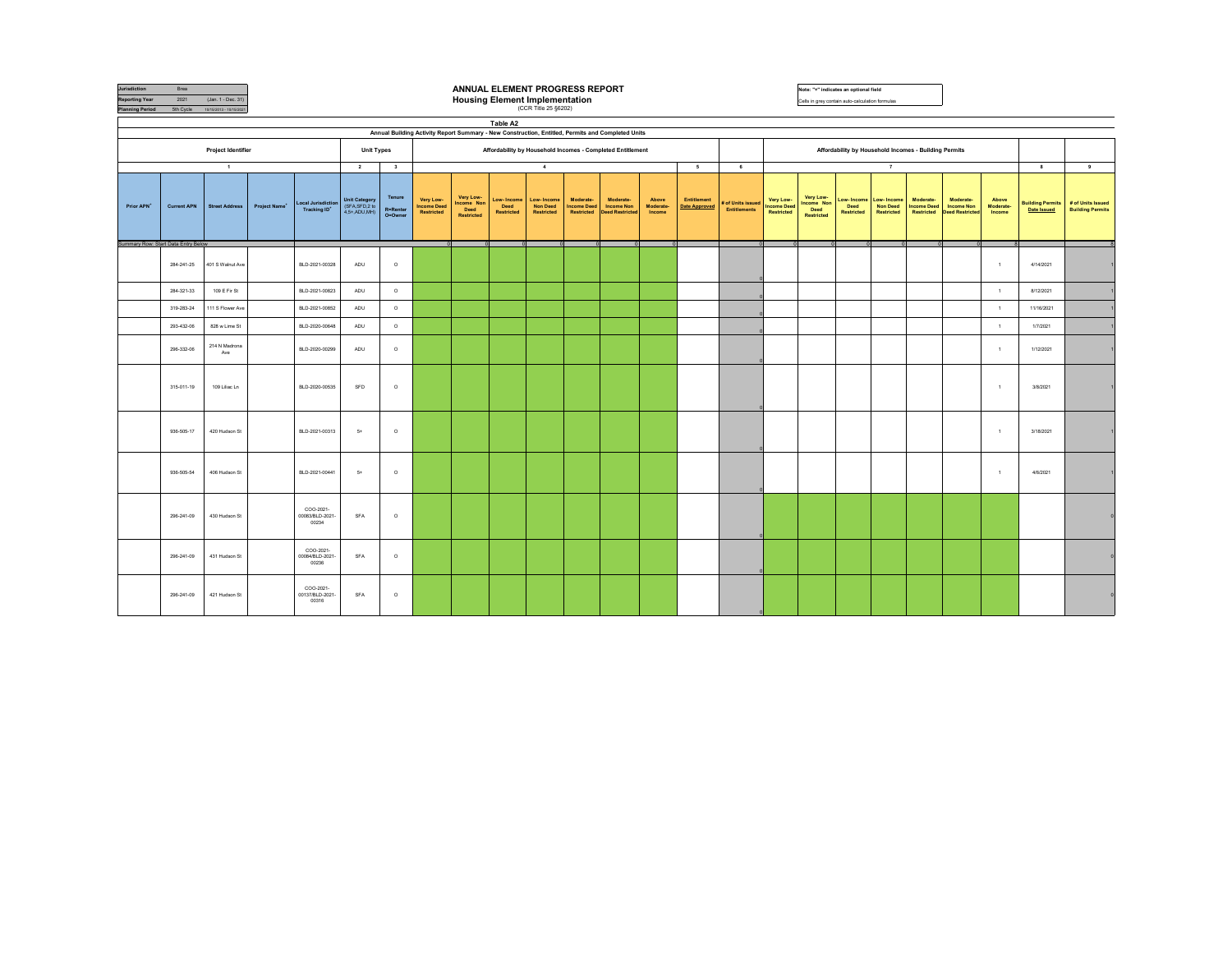| Jurisdiction | Brea | |
|---|---|---|
| Reporting Year | 2021 | (Jan. 1 - Dec. 31) |
| Planning Period | 5th Cycle | 10/15/2013 - 10/15/2021 |

# ANNUAL ELEMENT PROGRESS REPORT
## Housing Element Implementation
(CCR Title 25 §6202)

Note: "+" indicates an optional field

Cells in grey contain auto-calculation formulas

### Table A2
Annual Building Activity Report Summary - New Construction, Entitled, Permits and Completed Units

| Project Identifier | | | | | Unit Types | | Affordability by Household Incomes - Completed Entitlement | | | | | | | | | Affordability by Household Incomes - Building Permits | | | | | | | | |
|---|---|---|---|---|---|---|---|---|---|---|---|---|---|---|---|---|---|---|---|---|---|---|---|---|
| 1 | | | | | 2 | 3 | 4 | | | | | | | 5 | 6 | 7 | | | | | | | 8 | 9 |
| Prior APN+ | Current APN | Street Address | Project Name+ | Local Jurisdiction Tracking ID+ | Unit Category (SFA,SFD,2 to 4,5+,ADU,MH) | Tenure R=Renter O=Owner | Very Low-Income Deed Restricted | Very Low-Income Non Deed Restricted | Low-Income Deed Restricted | Low-Income Non Deed Restricted | Moderate-Income Deed Restricted | Moderate-Income Non Deed Restricted | Above Moderate-Income | Entitlement Date Approved | # of Units issued Entitlements | Very Low-Income Deed Restricted | Very Low-Income Non Deed Restricted | Low-Income Deed Restricted | Low-Income Non Deed Restricted | Moderate-Income Deed Restricted | Moderate-Income Non Deed Restricted | Above Moderate-Income | Building Permits Date Issued | # of Units Issued Building Permits |
| Summary Row: Start Data Entry Below | | | | | | | 0 | 0 | 0 | 0 | 0 | 0 | 0 | | 0 | 0 | 0 | 0 | 0 | 0 | 0 | 8 | | 8 |
| | 284-241-25 | 401 S Walnut Ave | | BLD-2021-00328 | ADU | O | | | | | | | | | 0 | | | | | | | 1 | 4/14/2021 | 1 |
| | 284-321-33 | 109 E Fir St | | BLD-2021-00823 | ADU | O | | | | | | | | | 0 | | | | | | | 1 | 8/12/2021 | 1 |
| | 319-283-24 | 111 S Flower Ave | | BLD-2021-00852 | ADU | O | | | | | | | | | 0 | | | | | | | 1 | 11/16/2021 | 1 |
| | 293-432-08 | 828 w Lime St | | BLD-2020-00648 | ADU | O | | | | | | | | | 0 | | | | | | | 1 | 1/7/2021 | 1 |
| | 296-332-08 | 214 N Madrona Ave | | BLD-2020-00299 | ADU | O | | | | | | | | | 0 | | | | | | | 1 | 1/12/2021 | 1 |
| | 315-011-19 | 109 Lilac Ln | | BLD-2020-00535 | SFD | O | | | | | | | | | 0 | | | | | | | 1 | 3/8/2021 | 1 |
| | 936-505-17 | 420 Hudson St | | BLD-2021-00313 | 5+ | O | | | | | | | | | 0 | | | | | | | 1 | 3/18/2021 | 1 |
| | 936-505-54 | 406 Hudson St | | BLD-2021-00441 | 5+ | O | | | | | | | | | 0 | | | | | | | 1 | 4/6/2021 | 1 |
| | 296-241-09 | 430 Hudson St | | COO-2021-00083/BLD-2021-00234 | SFA | O | | | | | | | | | 0 | | | | | | | | | 0 |
| | 296-241-09 | 431 Hudson St | | COO-2021-00084/BLD-2021-00236 | SFA | O | | | | | | | | | 0 | | | | | | | | | 0 |
| | 296-241-09 | 421 Hudson St | | COO-2021-00137/BLD-2021-00316 | SFA | O | | | | | | | | | 0 | | | | | | | | | 0 |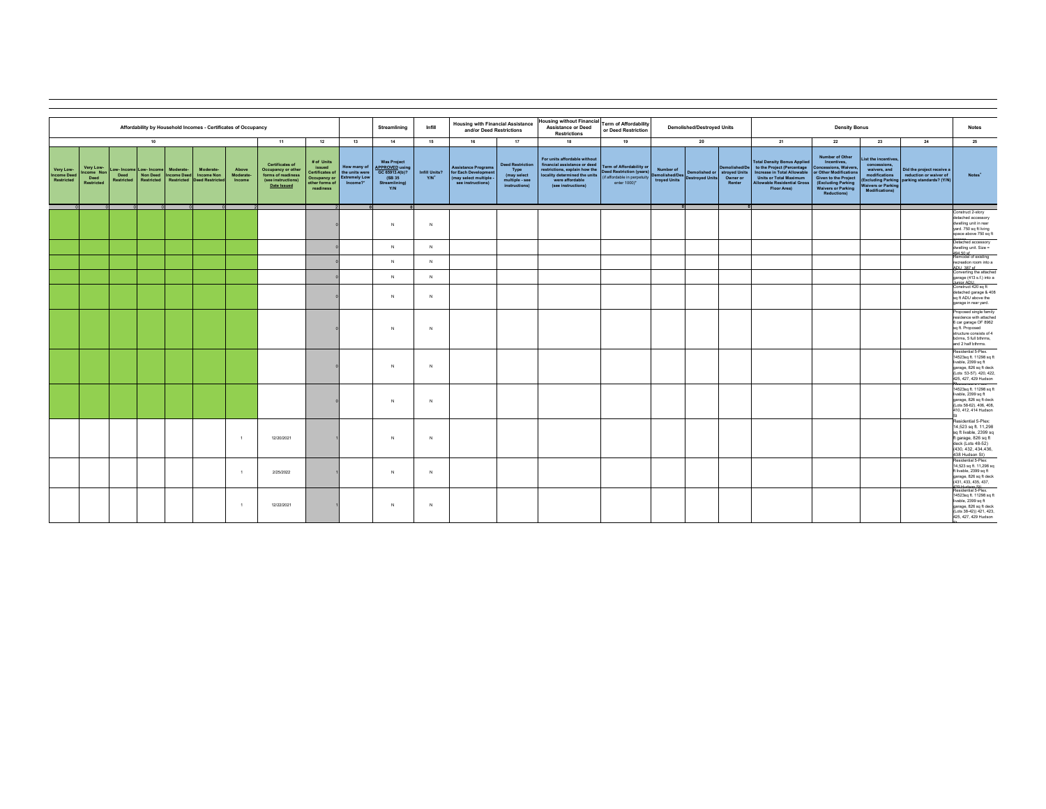| Affordability by Household Incomes - Certificates of Occupancy | | | | | | | | | | Streamlining | Infill | Housing with Financial Assistance and/or Deed Restrictions | | Housing without Financial Assistance or Deed Restrictions | Term of Affordability or Deed Restriction | Demolished/Destroyed Units | | | Density Bonus | | | | Notes |
|---|---|---|---|---|---|---|---|---|---|---|---|---|---|---|---|---|---|---|---|---|---|---|---|
| 10 | | | | | | | 11 | 12 | 13 | 14 | 15 | 16 | 17 | 18 | 19 | 20 | | | 21 | 22 | 23 | 24 | 25 |
| Very Low-Income Deed Restricted | Very Low-Income Non Deed Restricted | Low-Income Deed Restricted | Low-Income Non Deed Restricted | Moderate-Income Deed Restricted | Moderate-Income Non Deed Restricted | Above Moderate-Income | Certificates of Occupancy or other forms of readiness (see instructions) Date Issued | # of Units issued Certificates of Occupancy or other forms of readiness | How many of the units were Extremely Low Income? | Was Project APPROVED using GC 65913.4(b)? (SB 35 Streamlining) Y/N | Infill Units? Y/N | Assistance Programs for Each Development (may select multiple - see instructions) | Deed Restriction Type (may select multiple - see instructions) | For units affordable without financial assistance or deed restrictions, explain how the locality determined the units were affordable (see instructions) | Term of Affordability or Deed Restriction (years) (if affordable in perpetuity enter 1000) | Number of Demolished/Destroyed Units | Demolished or Destroyed Units | Demolished/Destroyed Units Owner or Renter | Total Density Bonus Applied to the Project (Percentage Increase in Total Allowable Units or Total Maximum Allowable Residential Gross Floor Area) | Number of Other Incentives, Concessions, Waivers, or Other Modifications Given to the Project (Excluding Parking Waivers or Parking Reductions) | List the incentives, concessions, waivers, and modifications (Excluding Parking Waivers or Parking Modifications) | Did the project receive a reduction or waiver of parking standards? (Y/N) | Notes |
| 0 | 0 | 0 | 0 | 0 | 0 | 2 | | 2 | 0 | 0 | | | | | | 0 | | 0 | | | | | |
| | | | | | | | | 0 | | N | N | | | | | | | | | | | | Construct 2-story detached accessory dwelling unit in rear yard. 750 sq ft living space above 750 sq ft |
| | | | | | | | | 0 | | N | N | | | | | | | | | | | | Detached accessory dwelling unit. Size = 494.50 sf |
| | | | | | | | | 0 | | N | N | | | | | | | | | | | | Remodel of existing recreation room into a ADU. 387 sf |
| | | | | | | | | 0 | | N | N | | | | | | | | | | | | Converting the attached garage (413 s.f.) into a Junior ADU. |
| | | | | | | | | 0 | | N | N | | | | | | | | | | | | Construct 420 sq ft detached garage & 408 sq ft ADU above the garage in rear yard. |
| | | | | | | | | 0 | | N | N | | | | | | | | | | | | Proposed single family residence with attached 6 car garage OF 8962 sq ft. Proposed structure consists of 4 bdrms, 5 full bthrms, and 2 half bthrms. |
| | | | | | | | | 0 | | N | N | | | | | | | | | | | | Residential 5-Plex. 14523sq ft. 11298 sq ft livable, 2399 sq ft garage, 826 sq ft deck (Lots 53-57), 420, 422, 425, 427, 429 Hudson |
| | | | | | | | | 0 | | N | N | | | | | | | | | | | | 14523sq ft. 11298 sq ft livable, 2399 sq ft garage, 826 sq ft deck (Lots 58-62), 406, 408, 410, 412, 414 Hudson St |
| | | | | | | 1 | 12/20/2021 | 1 | | N | N | | | | | | | | | | | | Residential 5-Plex. 14,523 sq ft. 11,298 sq ft livable, 2399 sq ft garage, 826 sq ft deck (Lots 48-52) (430, 432, 434,436, 438 Hudson St) |
| | | | | | | 1 | 2/25/2022 | 1 | | N | N | | | | | | | | | | | | Residential 5-Plex. 14,523 sq ft. 11,298 sq ft livable, 2399 sq ft garage, 826 sq ft deck (431, 433, 435, 437, 439 Hudson St) |
| | | | | | | 1 | 12/22/2021 | 1 | | N | N | | | | | | | | | | | | Residential 5-Plex. 14523sq ft. 11298 sq ft livable, 2399 sq ft garage, 826 sq ft deck (Lots 38-42)) 421, 423, 425, 427, 429 Hudson St |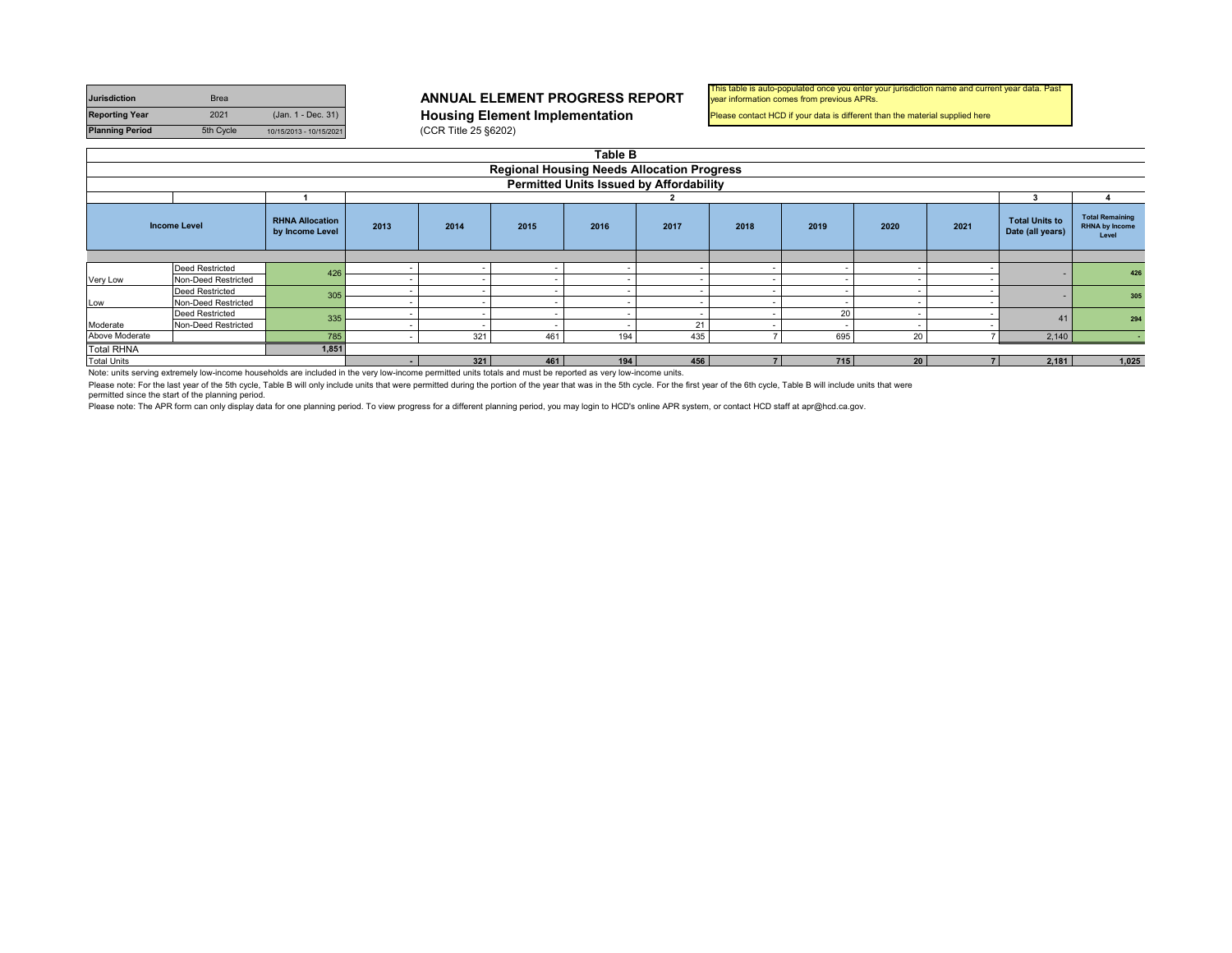| Jurisdiction | Brea | |
|---|---|---|
| Reporting Year | 2021 | (Jan. 1 - Dec. 31) |
| Planning Period | 5th Cycle | 10/15/2013 - 10/15/2021 |

# ANNUAL ELEMENT PROGRESS REPORT

## Housing Element Implementation

(CCR Title 25 §6202)

This table is auto-populated once you enter your jurisdiction name and current year data. Past year information comes from previous APRs.

Please contact HCD if your data is different than the material supplied here

### Table B

### Regional Housing Needs Allocation Progress

### Permitted Units Issued by Affordability

| | | 1 | 2 | | | | | | | | | 3 | 4 |
|---|---|---|---|---|---|---|---|---|---|---|---|---|---|
| Income Level | | RHNA Allocation by Income Level | 2013 | 2014 | 2015 | 2016 | 2017 | 2018 | 2019 | 2020 | 2021 | Total Units to Date (all years) | Total Remaining RHNA by Income Level |
| Very Low | Deed Restricted | 426 | - | - | - | - | - | - | - | - | - | - | 426 |
| | Non-Deed Restricted | | - | - | - | - | - | - | - | - | - | | |
| Low | Deed Restricted | 305 | - | - | - | - | - | - | - | - | - | - | 305 |
| | Non-Deed Restricted | | - | - | - | - | - | - | - | - | - | | |
| Moderate | Deed Restricted | 335 | - | - | - | - | - | - | 20 | - | - | 41 | 294 |
| | Non-Deed Restricted | | - | - | - | - | 21 | - | - | - | - | | |
| Above Moderate | | 785 | - | 321 | 461 | 194 | 435 | 7 | 695 | 20 | 7 | 2,140 | - |
| Total RHNA | | 1,851 | | | | | | | | | | | |
| Total Units | | | - | 321 | 461 | 194 | 456 | 7 | 715 | 20 | 7 | 2,181 | 1,025 |

Note: units serving extremely low-income households are included in the very low-income permitted units totals and must be reported as very low-income units.

Please note: For the last year of the 5th cycle, Table B will only include units that were permitted during the portion of the year that was in the 5th cycle. For the first year of the 6th cycle, Table B will include units that were permitted since the start of the planning period.

Please note: The APR form can only display data for one planning period. To view progress for a different planning period, you may login to HCD's online APR system, or contact HCD staff at apr@hcd.ca.gov.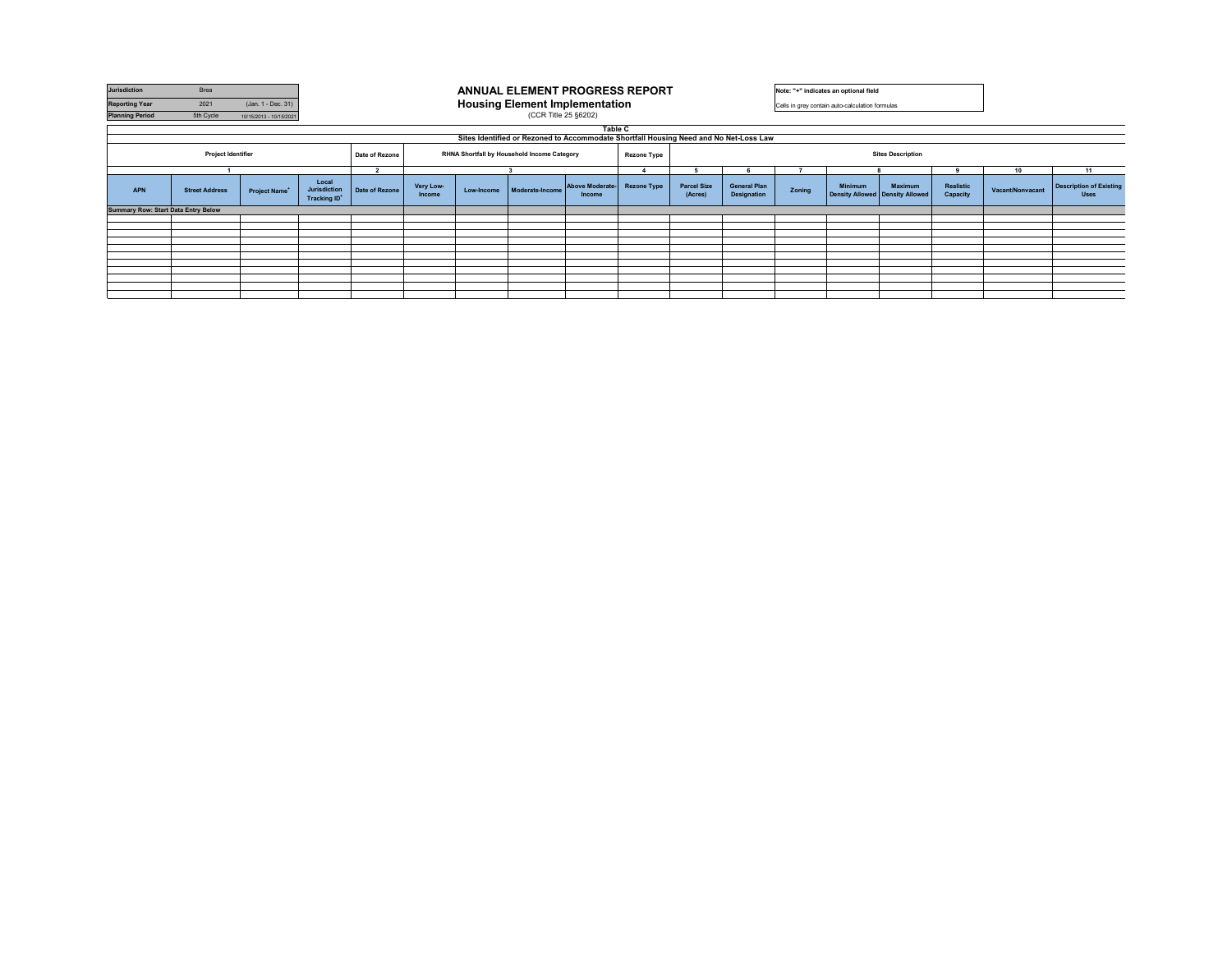| Jurisdiction | Brea | |
|---|---|---|
| Reporting Year | 2021 | (Jan. 1 - Dec. 31) |
| Planning Period | 5th Cycle | 10/15/2013 - 10/15/2021 |

# ANNUAL ELEMENT PROGRESS REPORT
## Housing Element Implementation
(CCR Title 25 §6202)

**Note: "+" indicates an optional field**

Cells in grey contain auto-calculation formulas

### Table C
**Sites Identified or Rezoned to Accommodate Shortfall Housing Need and No Net-Loss Law**

| Project Identifier | | | | Date of Rezone | RHNA Shortfall by Household Income Category | | | | Rezone Type | Sites Description | | | | | | | |
|---|---|---|---|---|---|---|---|---|---|---|---|---|---|---|---|---|---|
| 1 | | | | 2 | 3 | | | | 4 | 5 | 6 | 7 | 8 | | 9 | 10 | 11 |
| APN | Street Address | Project Name+ | Local Jurisdiction Tracking ID+ | Date of Rezone | Very Low-Income | Low-Income | Moderate-Income | Above Moderate-Income | Rezone Type | Parcel Size (Acres) | General Plan Designation | Zoning | Minimum Density Allowed | Maximum Density Allowed | Realistic Capacity | Vacant/Nonvacant | Description of Existing Uses |
| Summary Row: Start Data Entry Below | | | | | | | | | | | | | | | | | |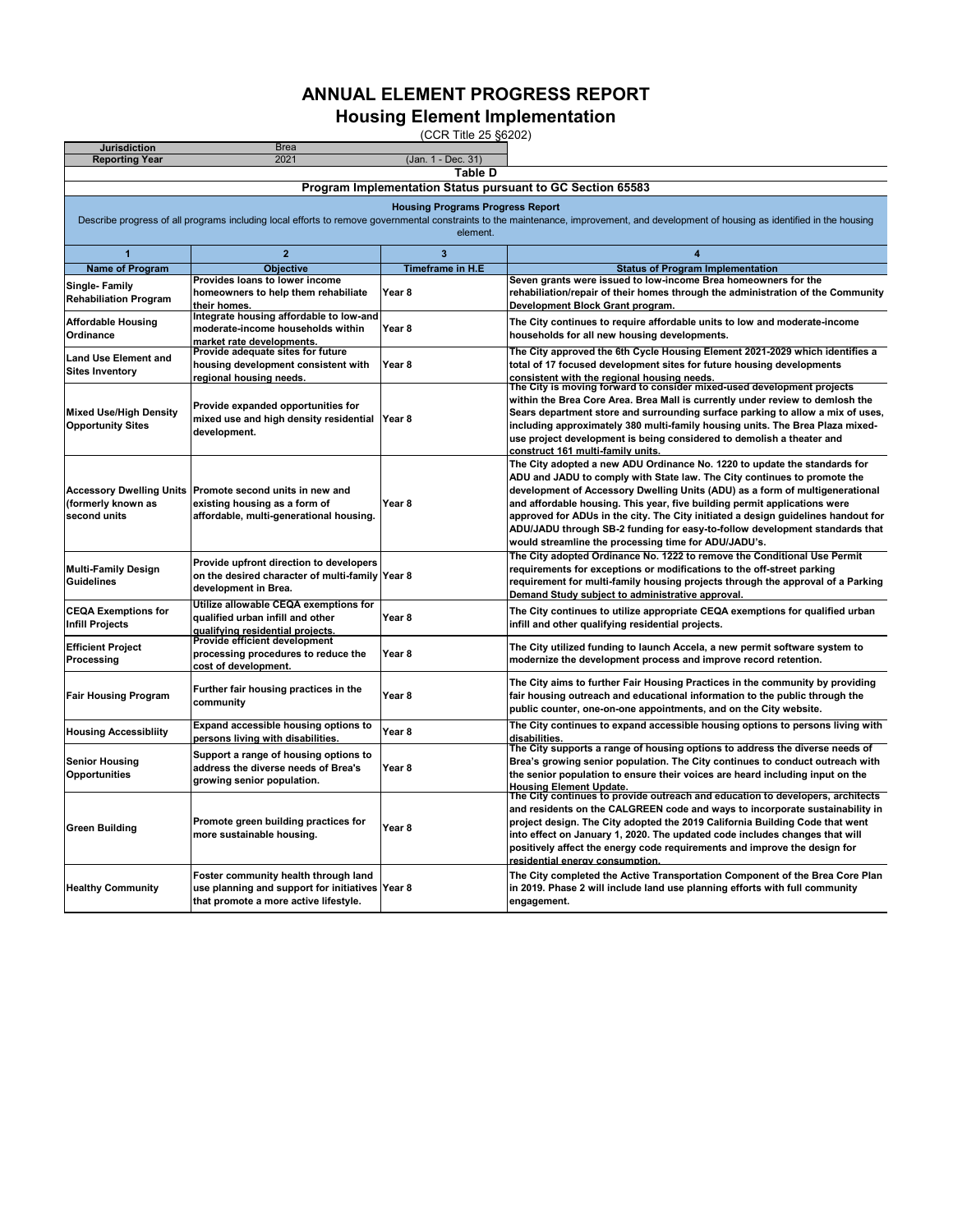# ANNUAL ELEMENT PROGRESS REPORT

## Housing Element Implementation

(CCR Title 25 §6202)

| | | |
|---|---|---|
| **Jurisdiction** | Brea | |
| **Reporting Year** | 2021 | (Jan. 1 - Dec. 31) |

### Table D

### Program Implementation Status pursuant to GC Section 65583

**Housing Programs Progress Report**

Describe progress of all programs including local efforts to remove governmental constraints to the maintenance, improvement, and development of housing as identified in the housing element.

| 1 | 2 | 3 | 4 |
|---|---|---|---|
| **Name of Program** | **Objective** | **Timeframe in H.E** | **Status of Program Implementation** |
| **Single- Family Rehabilitation Program** | **Provides loans to lower income homeowners to help them rehabilitate their homes.** | **Year 8** | **Seven grants were issued to low-income Brea homeowners for the rehabilitation/repair of their homes through the administration of the Community Development Block Grant program.** |
| **Affordable Housing Ordinance** | **Integrate housing affordable to low-and moderate-income households within market rate developments.** | **Year 8** | **The City continues to require affordable units to low and moderate-income households for all new housing developments.** |
| **Land Use Element and Sites Inventory** | **Provide adequate sites for future housing development consistent with regional housing needs.** | **Year 8** | **The City approved the 6th Cycle Housing Element 2021-2029 which identifies a total of 17 focused development sites for future housing developments consistent with the regional housing needs.** |
| **Mixed Use/High Density Opportunity Sites** | **Provide expanded opportunities for mixed use and high density residential development.** | **Year 8** | **The City is moving forward to consider mixed-used development projects within the Brea Core Area. Brea Mall is currently under review to demlosh the Sears department store and surrounding surface parking to allow a mix of uses, including approximately 380 multi-family housing units. The Brea Plaza mixed-use project development is being considered to demolish a theater and construct 161 multi-family units.** |
| **Accessory Dwelling Units (formerly known as second units** | **Promote second units in new and existing housing as a form of affordable, multi-generational housing.** | **Year 8** | **The City adopted a new ADU Ordinance No. 1220 to update the standards for ADU and JADU to comply with State law. The City continues to promote the development of Accessory Dwelling Units (ADU) as a form of multigenerational and affordable housing. This year, five building permit applications were approved for ADUs in the city. The City initiated a design guidelines handout for ADU/JADU through SB-2 funding for easy-to-follow development standards that would streamline the processing time for ADU/JADU's.** |
| **Multi-Family Design Guidelines** | **Provide upfront direction to developers on the desired character of multi-family development in Brea.** | **Year 8** | **The City adopted Ordinance No. 1222 to remove the Conditional Use Permit requirements for exceptions or modifications to the off-street parking requirement for multi-family housing projects through the approval of a Parking Demand Study subject to administrative approval.** |
| **CEQA Exemptions for Infill Projects** | **Utilize allowable CEQA exemptions for qualified urban infill and other qualifying residential projects.** | **Year 8** | **The City continues to utilize appropriate CEQA exemptions for qualified urban infill and other qualifying residential projects.** |
| **Efficient Project Processing** | **Provide efficient development processing procedures to reduce the cost of development.** | **Year 8** | **The City utilized funding to launch Accela, a new permit software system to modernize the development process and improve record retention.** |
| **Fair Housing Program** | **Further fair housing practices in the community** | **Year 8** | **The City aims to further Fair Housing Practices in the community by providing fair housing outreach and educational information to the public through the public counter, one-on-one appointments, and on the City website.** |
| **Housing Accessiblity** | **Expand accessible housing options to persons living with disabilities.** | **Year 8** | **The City continues to expand accessible housing options to persons living with disabilities.** |
| **Senior Housing Opportunities** | **Support a range of housing options to address the diverse needs of Brea's growing senior population.** | **Year 8** | **The City supports a range of housing options to address the diverse needs of Brea's growing senior population. The City continues to conduct outreach with the senior population to ensure their voices are heard including input on the Housing Element Update.** |
| **Green Building** | **Promote green building practices for more sustainable housing.** | **Year 8** | **The City continues to provide outreach and education to developers, architects and residents on the CALGREEN code and ways to incorporate sustainability in project design. The City adopted the 2019 California Building Code that went into effect on January 1, 2020. The updated code includes changes that will positively affect the energy code requirements and improve the design for residential energy consumption.** |
| **Healthy Community** | **Foster community health through land use planning and support for initiatives that promote a more active lifestyle.** | **Year 8** | **The City completed the Active Transportation Component of the Brea Core Plan in 2019. Phase 2 will include land use planning efforts with full community engagement.** |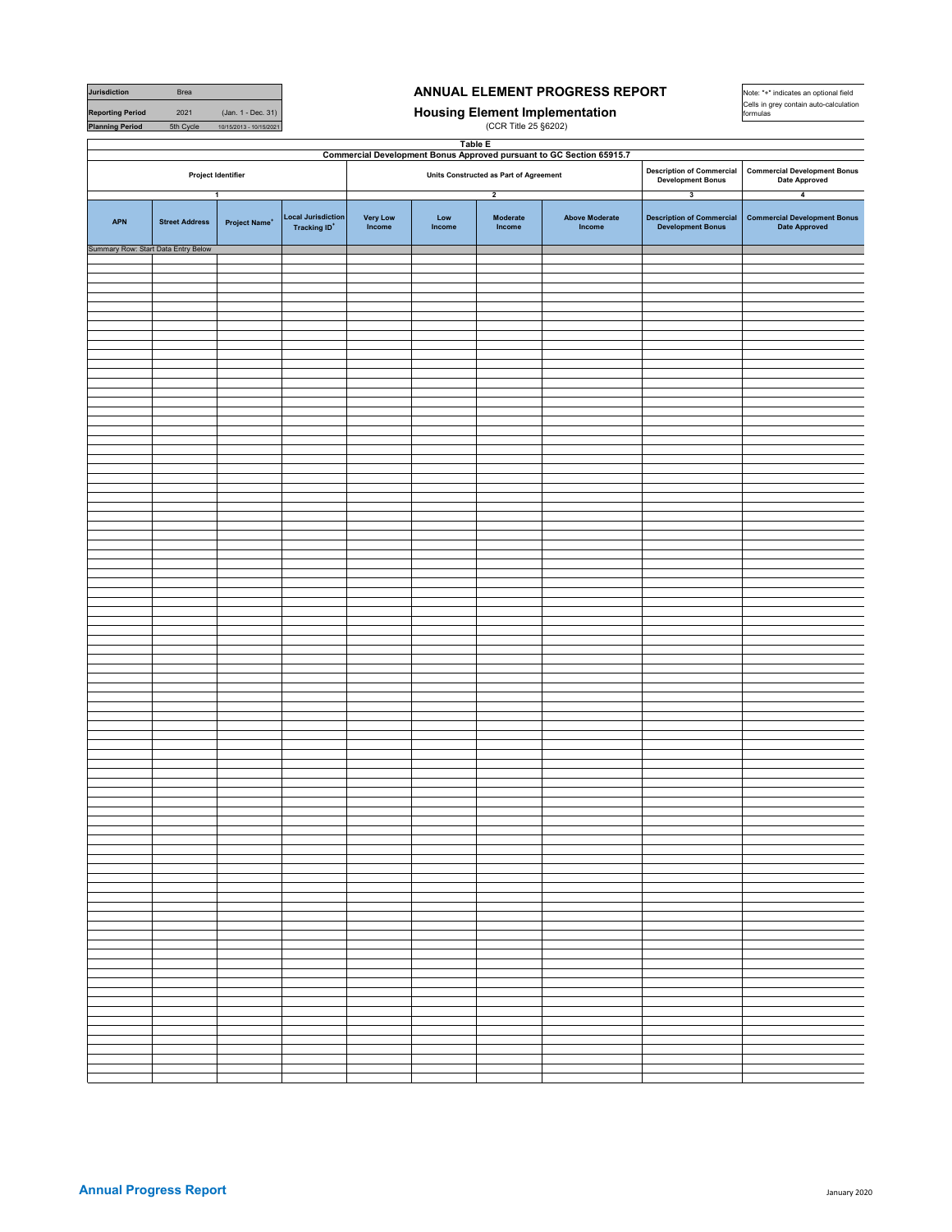| Jurisdiction | Brea | |
|---|---|---|
| Reporting Period | 2021 | (Jan. 1 - Dec. 31) |
| Planning Period | 5th Cycle | 10/15/2013 - 10/15/2021 |

# ANNUAL ELEMENT PROGRESS REPORT

## Housing Element Implementation

(CCR Title 25 §6202)

Note: "+" indicates an optional field
Cells in grey contain auto-calculation formulas

### Table E

### Commercial Development Bonus Approved pursuant to GC Section 65915.7

| Project Identifier | | | | Units Constructed as Part of Agreement | | | | Description of Commercial Development Bonus | Commercial Development Bonus Date Approved |
|---|---|---|---|---|---|---|---|---|---|
| 1 | | | | 2 | | | | 3 | 4 |
| APN | Street Address | Project Name+ | Local Jurisdiction Tracking ID+ | Very Low Income | Low Income | Moderate Income | Above Moderate Income | Description of Commercial Development Bonus | Commercial Development Bonus Date Approved |
| Summary Row: Start Data Entry Below | | | | | | | | | |
| | | | | | | | | | |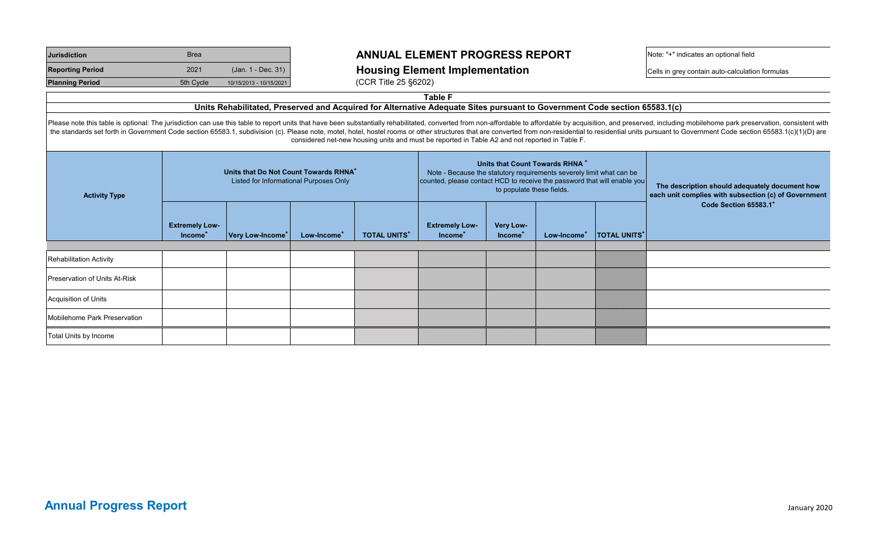| Jurisdiction | Brea | |
|---|---|---|
| Reporting Period | 2021 | (Jan. 1 - Dec. 31) |
| Planning Period | 5th Cycle | 10/15/2013 - 10/15/2021 |

# ANNUAL ELEMENT PROGRESS REPORT
## Housing Element Implementation
(CCR Title 25 §6202)

Note: "+" indicates an optional field

Cells in grey contain auto-calculation formulas

### Table F
### Units Rehabilitated, Preserved and Acquired for Alternative Adequate Sites pursuant to Government Code section 65583.1(c)

Please note this table is optional: The jurisdiction can use this table to report units that have been substantially rehabilitated, converted from non-affordable to affordable by acquisition, and preserved, including mobilehome park preservation, consistent with the standards set forth in Government Code section 65583.1, subdivision (c). Please note, motel, hotel, hostel rooms or other structures that are converted from non-residential to residential units pursuant to Government Code section 65583.1(c)(1)(D) are considered net-new housing units and must be reported in Table A2 and not reported in Table F.

| Activity Type | Units that Do Not Count Towards RHNA+ Listed for Informational Purposes Only | | | | Units that Count Towards RHNA+ Note - Because the statutory requirements severely limit what can be counted, please contact HCD to receive the password that will enable you to populate these fields. | | | | The description should adequately document how each unit complies with subsection (c) of Government Code Section 65583.1+ |
|---|---|---|---|---|---|---|---|---|---|
| | Extremely Low-Income+ | Very Low-Income+ | Low-Income+ | TOTAL UNITS+ | Extremely Low-Income+ | Very Low-Income+ | Low-Income+ | TOTAL UNITS+ | |
| Rehabilitation Activity | | | | | | | | | |
| Preservation of Units At-Risk | | | | | | | | | |
| Acquisition of Units | | | | | | | | | |
| Mobilehome Park Preservation | | | | | | | | | |
| Total Units by Income | | | | | | | | | |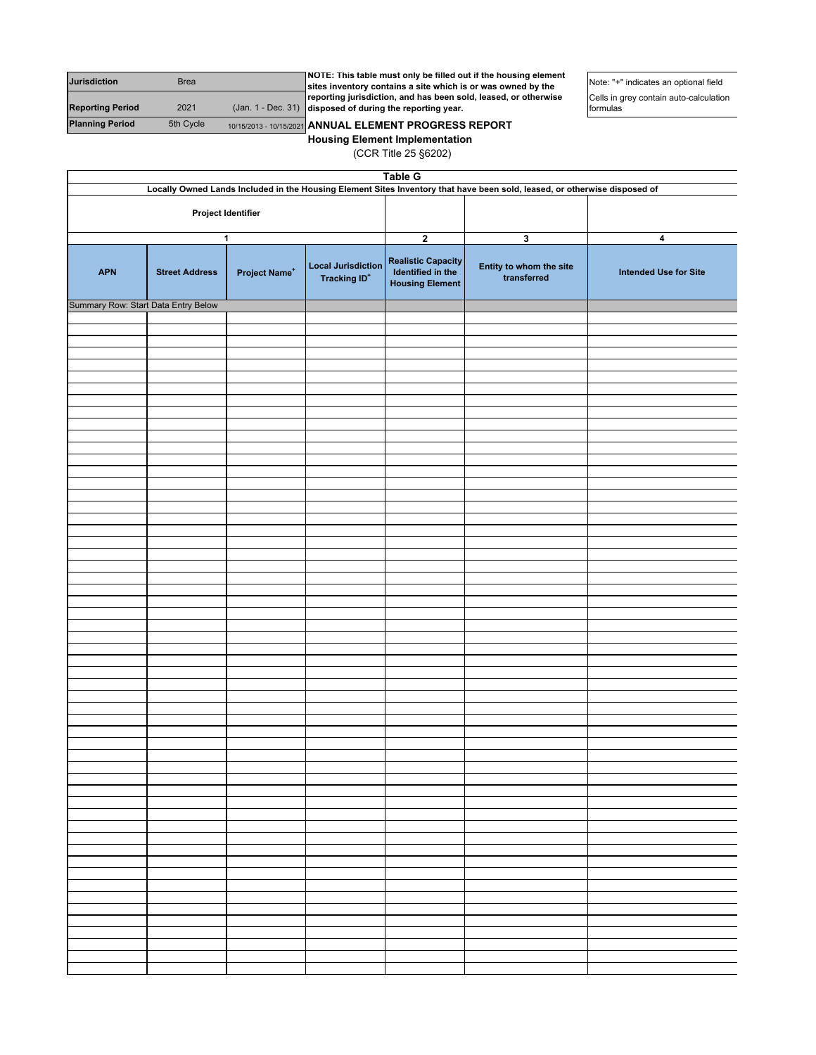| Jurisdiction | Brea | |
|---|---|---|
| Reporting Period | 2021 | (Jan. 1 - Dec. 31) |
| Planning Period | 5th Cycle | 10/15/2013 - 10/15/2021 |

**NOTE: This table must only be filled out if the housing element sites inventory contains a site which is or was owned by the reporting jurisdiction, and has been sold, leased, or otherwise disposed of during the reporting year.**

Note: "+" indicates an optional field

Cells in grey contain auto-calculation formulas

# ANNUAL ELEMENT PROGRESS REPORT
## Housing Element Implementation
(CCR Title 25 §6202)

**Table G**

**Locally Owned Lands Included in the Housing Element Sites Inventory that have been sold, leased, or otherwise disposed of**

| Project Identifier | | | | | | |
|---|---|---|---|---|---|---|
| 1 | | | | 2 | 3 | 4 |
| APN | Street Address | Project Name+ | Local Jurisdiction Tracking ID+ | Realistic Capacity Identified in the Housing Element | Entity to whom the site transferred | Intended Use for Site |
| Summary Row: Start Data Entry Below | | | | | | |
| | | | | | | |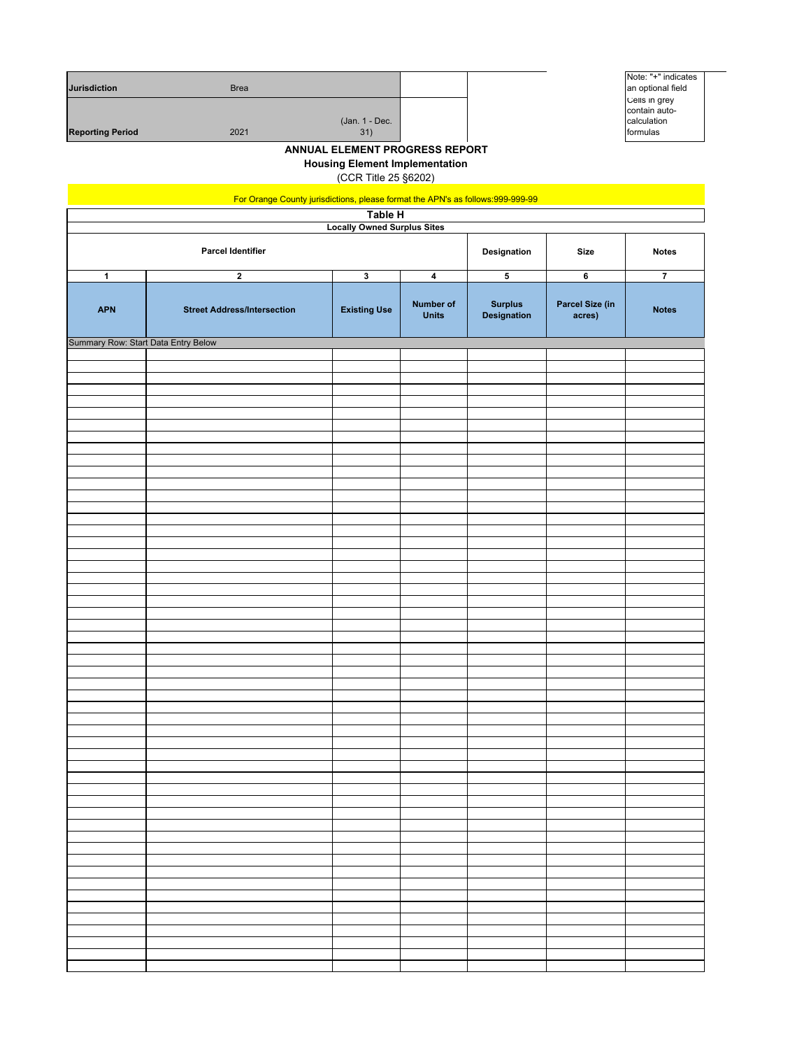| Jurisdiction | Brea | |
|---|---|---|
| Reporting Period | 2021 | (Jan. 1 - Dec. 31) |

Note: "+" indicates an optional field
Cells in grey contain auto-calculation formulas

**ANNUAL ELEMENT PROGRESS REPORT**
**Housing Element Implementation**
(CCR Title 25 §6202)

For Orange County jurisdictions, please format the APN's as follows:999-999-99

**Table H**
**Locally Owned Surplus Sites**

| Parcel Identifier | | | | Designation | Size | Notes |
|---|---|---|---|---|---|---|
| 1 | 2 | 3 | 4 | 5 | 6 | 7 |
| APN | Street Address/Intersection | Existing Use | Number of Units | Surplus Designation | Parcel Size (in acres) | Notes |
| Summary Row: Start Data Entry Below | | | | | | |
| | | | | | | |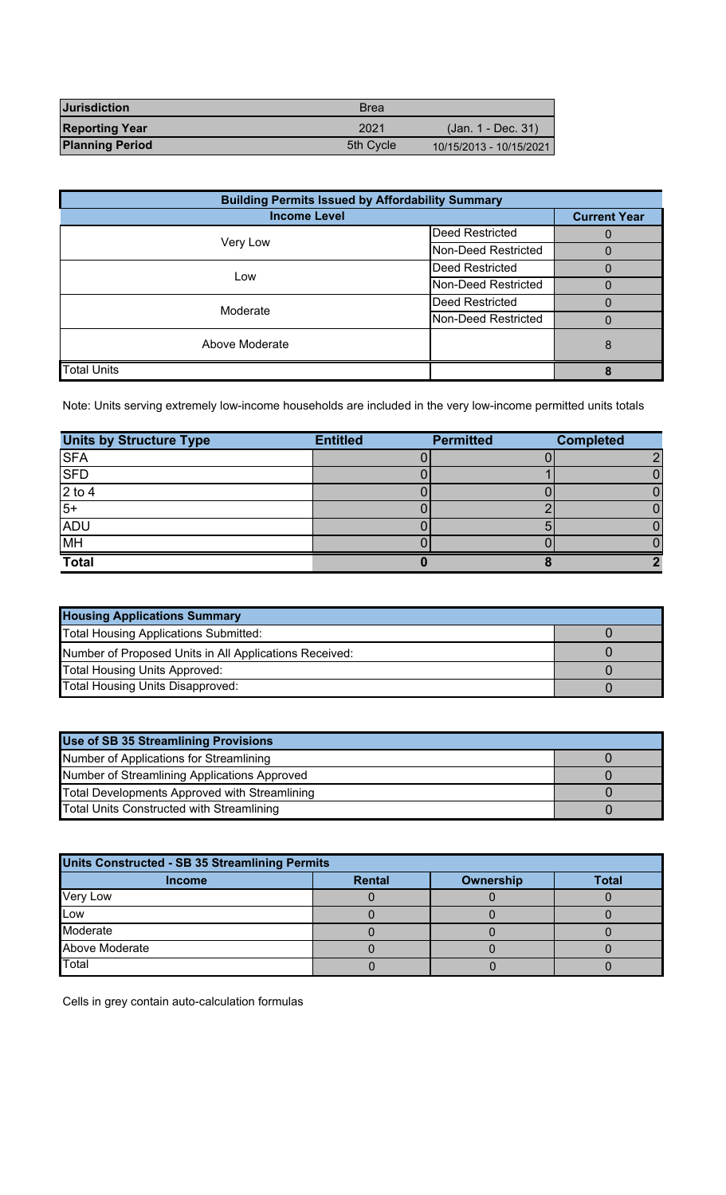| Jurisdiction | Brea | |
|---|---|---|
| Reporting Year | 2021 | (Jan. 1 - Dec. 31) |
| Planning Period | 5th Cycle | 10/15/2013 - 10/15/2021 |

| Building Permits Issued by Affordability Summary | | |
|---|---|---|
| Income Level | | Current Year |
| Very Low | Deed Restricted | 0 |
| | Non-Deed Restricted | 0 |
| Low | Deed Restricted | 0 |
| | Non-Deed Restricted | 0 |
| Moderate | Deed Restricted | 0 |
| | Non-Deed Restricted | 0 |
| Above Moderate | | 8 |
| Total Units | | 8 |

Note: Units serving extremely low-income households are included in the very low-income permitted units totals

| Units by Structure Type | Entitled | Permitted | Completed |
|---|---|---|---|
| SFA | 0 | 0 | 2 |
| SFD | 0 | 1 | 0 |
| 2 to 4 | 0 | 0 | 0 |
| 5+ | 0 | 2 | 0 |
| ADU | 0 | 5 | 0 |
| MH | 0 | 0 | 0 |
| Total | 0 | 8 | 2 |

| Housing Applications Summary | |
|---|---|
| Total Housing Applications Submitted: | 0 |
| Number of Proposed Units in All Applications Received: | 0 |
| Total Housing Units Approved: | 0 |
| Total Housing Units Disapproved: | 0 |

| Use of SB 35 Streamlining Provisions | |
|---|---|
| Number of Applications for Streamlining | 0 |
| Number of Streamlining Applications Approved | 0 |
| Total Developments Approved with Streamlining | 0 |
| Total Units Constructed with Streamlining | 0 |

| Units Constructed - SB 35 Streamlining Permits | | | |
|---|---|---|---|
| Income | Rental | Ownership | Total |
| Very Low | 0 | 0 | 0 |
| Low | 0 | 0 | 0 |
| Moderate | 0 | 0 | 0 |
| Above Moderate | 0 | 0 | 0 |
| Total | 0 | 0 | 0 |

Cells in grey contain auto-calculation formulas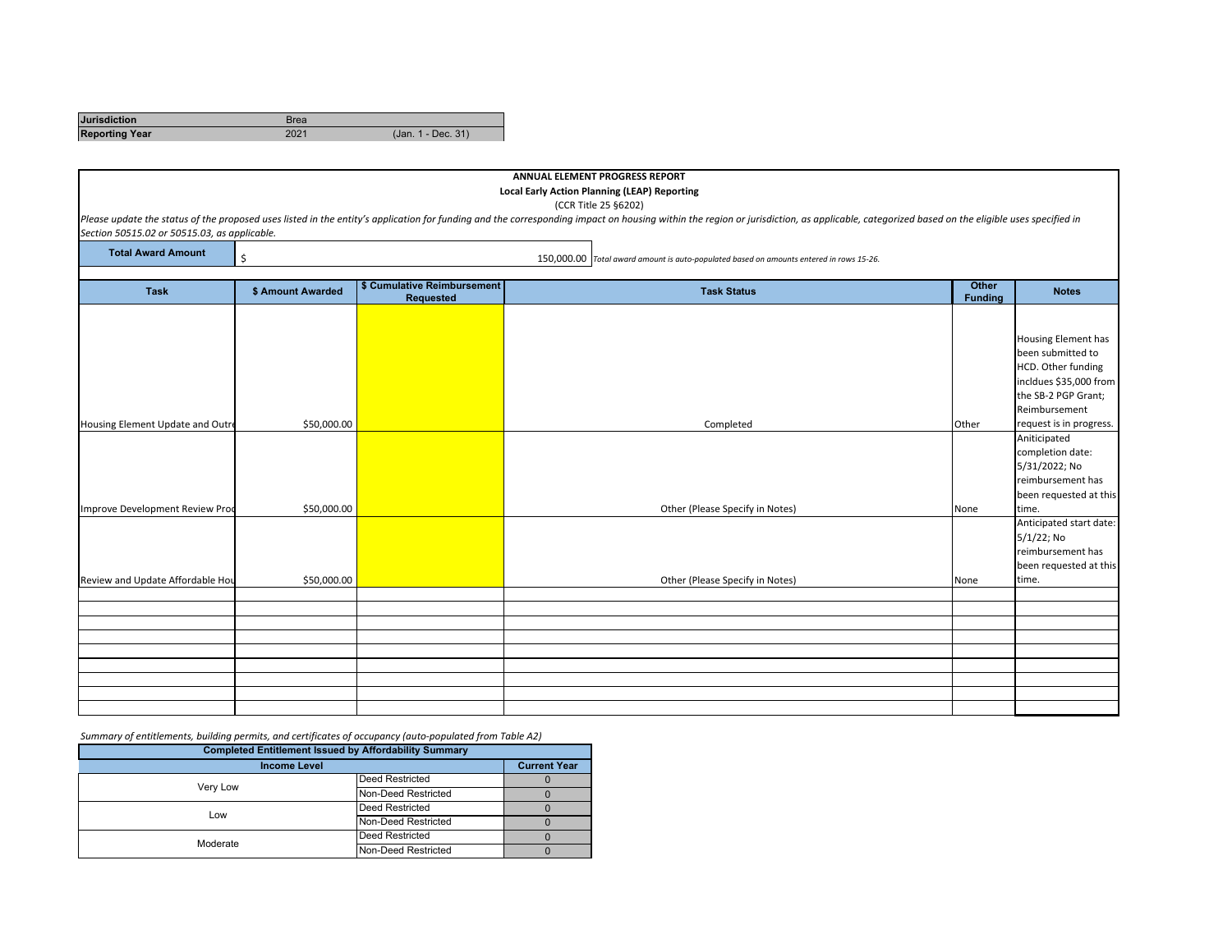| Jurisdiction | Brea | |
|---|---|---|
| Reporting Year | 2021 | (Jan. 1 - Dec. 31) |

**ANNUAL ELEMENT PROGRESS REPORT**

**Local Early Action Planning (LEAP) Reporting**

(CCR Title 25 §6202)

*Please update the status of the proposed uses listed in the entity's application for funding and the corresponding impact on housing within the region or jurisdiction, as applicable, categorized based on the eligible uses specified in Section 50515.02 or 50515.03, as applicable.*

| Total Award Amount | $ 150,000.00 | *Total award amount is auto-populated based on amounts entered in rows 15-26.* |
|---|---|---|

| Task | $ Amount Awarded | $ Cumulative Reimbursement Requested | Task Status | Other Funding | Notes |
|---|---|---|---|---|---|
| Housing Element Update and Outre | $50,000.00 | | Completed | Other | Housing Element has been submitted to HCD. Other funding incldues $35,000 from the SB-2 PGP Grant; Reimbursement request is in progress. |
| Improve Development Review Proc | $50,000.00 | | Other (Please Specify in Notes) | None | Aniticipated completion date: 5/31/2022; No reimbursement has been requested at this time. |
| Review and Update Affordable Hou | $50,000.00 | | Other (Please Specify in Notes) | None | Anticipated start date: 5/1/22; No reimbursement has been requested at this time. |
| | | | | | |
| | | | | | |
| | | | | | |
| | | | | | |
| | | | | | |
| | | | | | |
| | | | | | |
| | | | | | |

*Summary of entitlements, building permits, and certificates of occupancy (auto-populated from Table A2)*

| Completed Entitlement Issued by Affordability Summary | | |
|---|---|---|
| **Income Level** | | **Current Year** |
| Very Low | Deed Restricted | 0 |
| | Non-Deed Restricted | 0 |
| Low | Deed Restricted | 0 |
| | Non-Deed Restricted | 0 |
| Moderate | Deed Restricted | 0 |
| | Non-Deed Restricted | 0 |